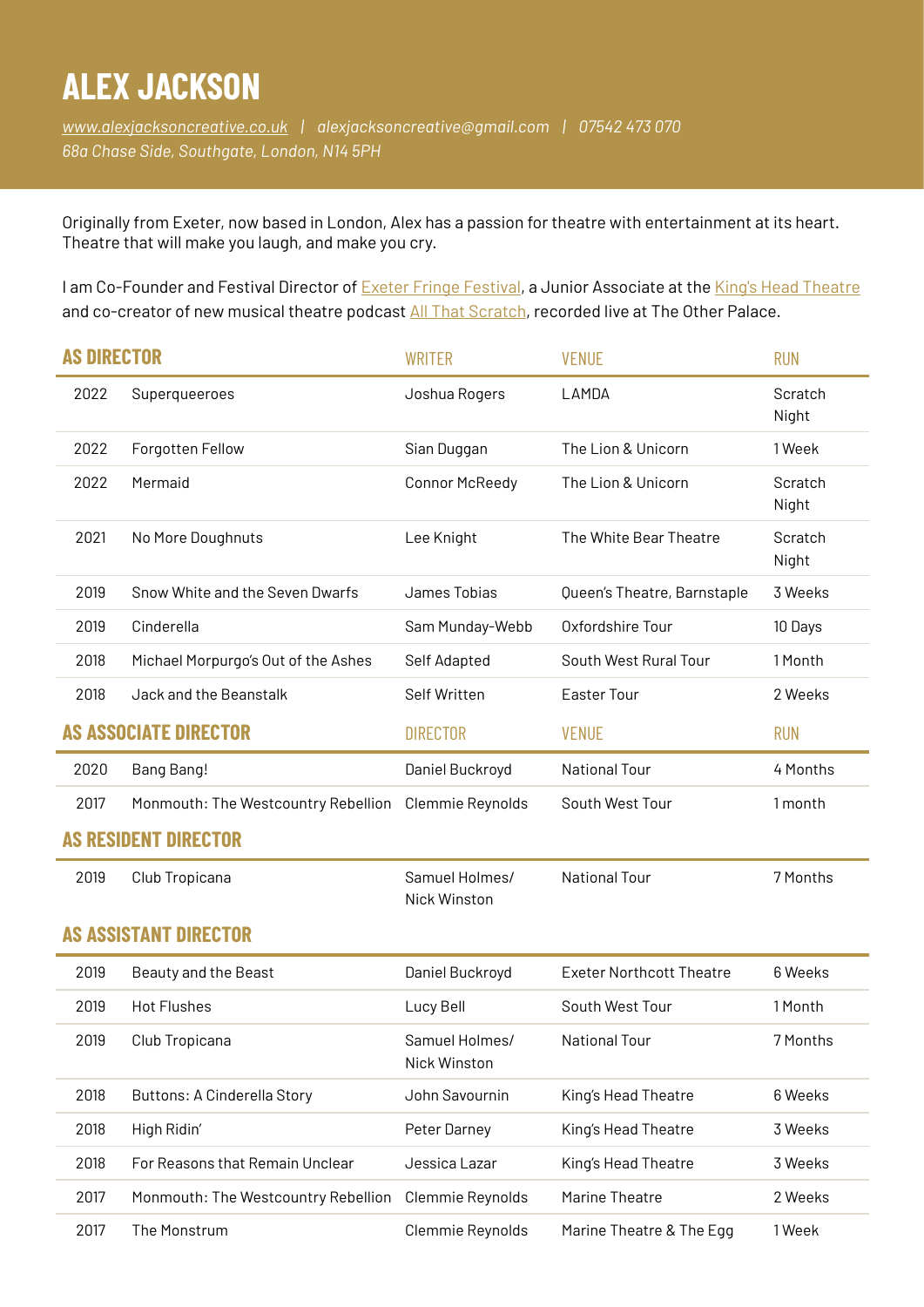# ALEX JACKSON

*www.alexjacksoncreative.co.uk | alexjacksoncreative@gmail.com | 07542 473 070*
*68a Chase Side, Southgate, London, N14 5PH*

Originally from Exeter, now based in London, Alex has a passion for theatre with entertainment at its heart. Theatre that will make you laugh, and make you cry.

I am Co-Founder and Festival Director of Exeter Fringe Festival, a Junior Associate at the King's Head Theatre and co-creator of new musical theatre podcast All That Scratch, recorded live at The Other Palace.

## AS DIRECTOR

| | | WRITER | VENUE | RUN |
|---|---|---|---|---|
| 2022 | Superqueeroes | Joshua Rogers | LAMDA | Scratch Night |
| 2022 | Forgotten Fellow | Sian Duggan | The Lion & Unicorn | 1 Week |
| 2022 | Mermaid | Connor McReedy | The Lion & Unicorn | Scratch Night |
| 2021 | No More Doughnuts | Lee Knight | The White Bear Theatre | Scratch Night |
| 2019 | Snow White and the Seven Dwarfs | James Tobias | Queen's Theatre, Barnstaple | 3 Weeks |
| 2019 | Cinderella | Sam Munday-Webb | Oxfordshire Tour | 10 Days |
| 2018 | Michael Morpurgo's Out of the Ashes | Self Adapted | South West Rural Tour | 1 Month |
| 2018 | Jack and the Beanstalk | Self Written | Easter Tour | 2 Weeks |

## AS ASSOCIATE DIRECTOR

| | | DIRECTOR | VENUE | RUN |
|---|---|---|---|---|
| 2020 | Bang Bang! | Daniel Buckroyd | National Tour | 4 Months |
| 2017 | Monmouth: The Westcountry Rebellion | Clemmie Reynolds | South West Tour | 1 month |

## AS RESIDENT DIRECTOR

| | | | | |
|---|---|---|---|---|
| 2019 | Club Tropicana | Samuel Holmes/ Nick Winston | National Tour | 7 Months |

## AS ASSISTANT DIRECTOR

| | | | | |
|---|---|---|---|---|
| 2019 | Beauty and the Beast | Daniel Buckroyd | Exeter Northcott Theatre | 6 Weeks |
| 2019 | Hot Flushes | Lucy Bell | South West Tour | 1 Month |
| 2019 | Club Tropicana | Samuel Holmes/ Nick Winston | National Tour | 7 Months |
| 2018 | Buttons: A Cinderella Story | John Savournin | King's Head Theatre | 6 Weeks |
| 2018 | High Ridin' | Peter Darney | King's Head Theatre | 3 Weeks |
| 2018 | For Reasons that Remain Unclear | Jessica Lazar | King's Head Theatre | 3 Weeks |
| 2017 | Monmouth: The Westcountry Rebellion | Clemmie Reynolds | Marine Theatre | 2 Weeks |
| 2017 | The Monstrum | Clemmie Reynolds | Marine Theatre & The Egg | 1 Week |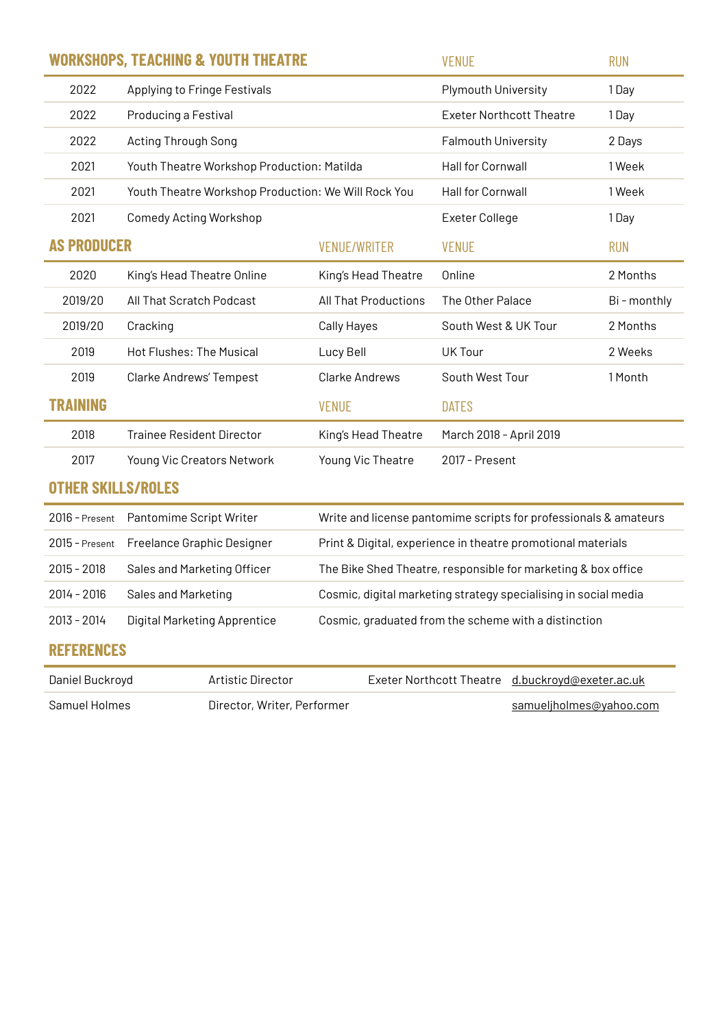## WORKSHOPS, TEACHING & YOUTH THEATRE

| | | VENUE | RUN |
|---|---|---|---|
| 2022 | Applying to Fringe Festivals | Plymouth University | 1 Day |
| 2022 | Producing a Festival | Exeter Northcott Theatre | 1 Day |
| 2022 | Acting Through Song | Falmouth University | 2 Days |
| 2021 | Youth Theatre Workshop Production: Matilda | Hall for Cornwall | 1 Week |
| 2021 | Youth Theatre Workshop Production: We Will Rock You | Hall for Cornwall | 1 Week |
| 2021 | Comedy Acting Workshop | Exeter College | 1 Day |

## AS PRODUCER

| | | VENUE/WRITER | VENUE | RUN |
|---|---|---|---|---|
| 2020 | King's Head Theatre Online | King's Head Theatre | Online | 2 Months |
| 2019/20 | All That Scratch Podcast | All That Productions | The Other Palace | Bi - monthly |
| 2019/20 | Cracking | Cally Hayes | South West & UK Tour | 2 Months |
| 2019 | Hot Flushes: The Musical | Lucy Bell | UK Tour | 2 Weeks |
| 2019 | Clarke Andrews' Tempest | Clarke Andrews | South West Tour | 1 Month |

## TRAINING

| | | VENUE | DATES |
|---|---|---|---|
| 2018 | Trainee Resident Director | King's Head Theatre | March 2018 - April 2019 |
| 2017 | Young Vic Creators Network | Young Vic Theatre | 2017 - Present |

## OTHER SKILLS/ROLES

| | | |
|---|---|---|
| 2016 - Present | Pantomime Script Writer | Write and license pantomime scripts for professionals & amateurs |
| 2015 - Present | Freelance Graphic Designer | Print & Digital, experience in theatre promotional materials |
| 2015 - 2018 | Sales and Marketing Officer | The Bike Shed Theatre, responsible for marketing & box office |
| 2014 - 2016 | Sales and Marketing | Cosmic, digital marketing strategy specialising in social media |
| 2013 - 2014 | Digital Marketing Apprentice | Cosmic, graduated from the scheme with a distinction |

## REFERENCES

| | | | |
|---|---|---|---|
| Daniel Buckroyd | Artistic Director | Exeter Northcott Theatre | d.buckroyd@exeter.ac.uk |
| Samuel Holmes | Director, Writer, Performer | | samueljholmes@yahoo.com |